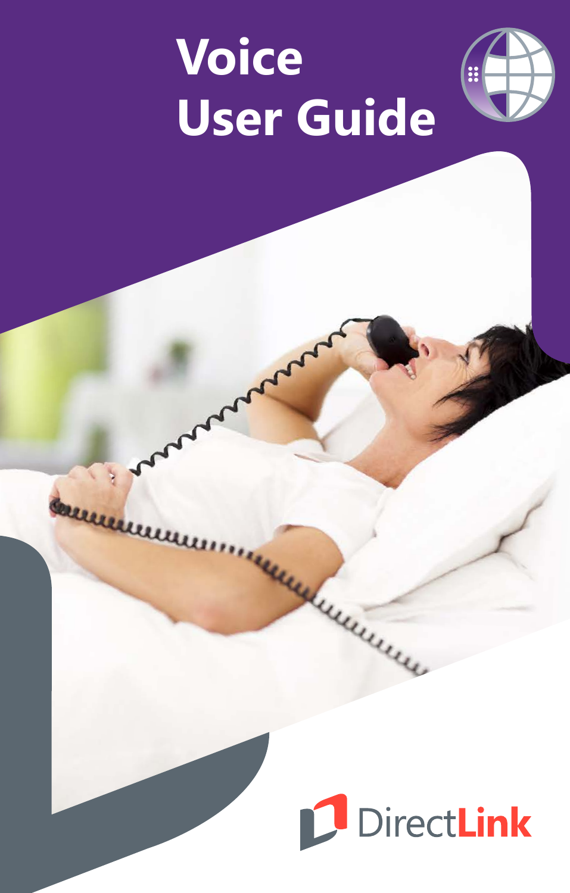# Voice User Guide

DirectLink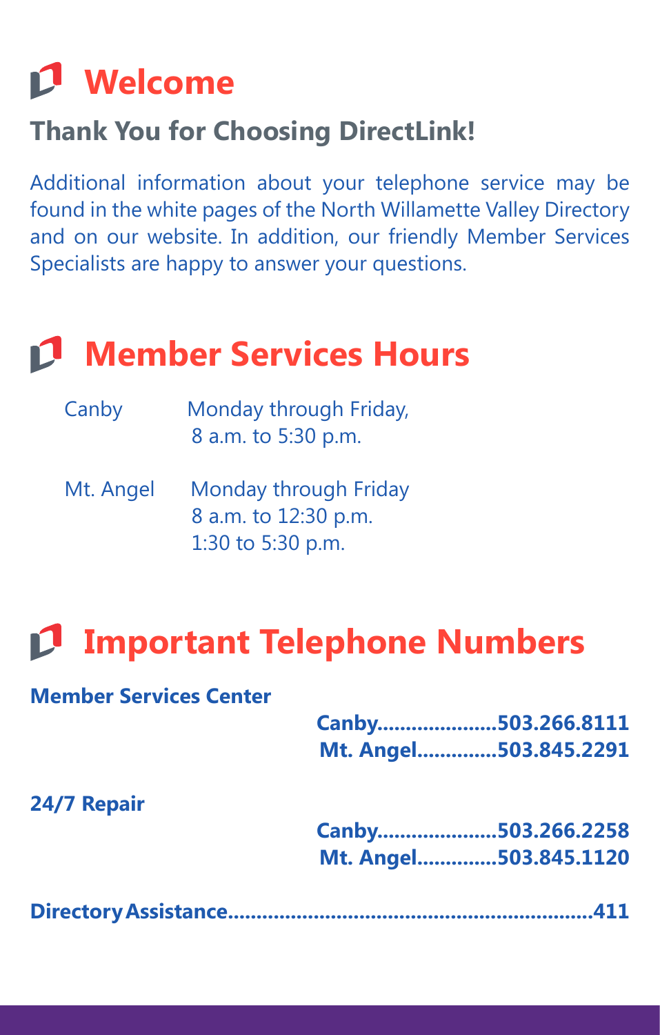# Welcome

## Thank You for Choosing DirectLink!

Additional information about your telephone service may be found in the white pages of the North Willamette Valley Directory and on our website. In addition, our friendly Member Services Specialists are happy to answer your questions.

# Member Services Hours

| | |
|---|---|
| Canby | Monday through Friday,<br>8 a.m. to 5:30 p.m. |
| Mt. Angel | Monday through Friday<br>8 a.m. to 12:30 p.m.<br>1:30 to 5:30 p.m. |

# Important Telephone Numbers

**Member Services Center**

**Canby.....................503.266.8111**
**Mt. Angel..............503.845.2291**

**24/7 Repair**

**Canby.....................503.266.2258**
**Mt. Angel..............503.845.1120**

**Directory Assistance................................................................411**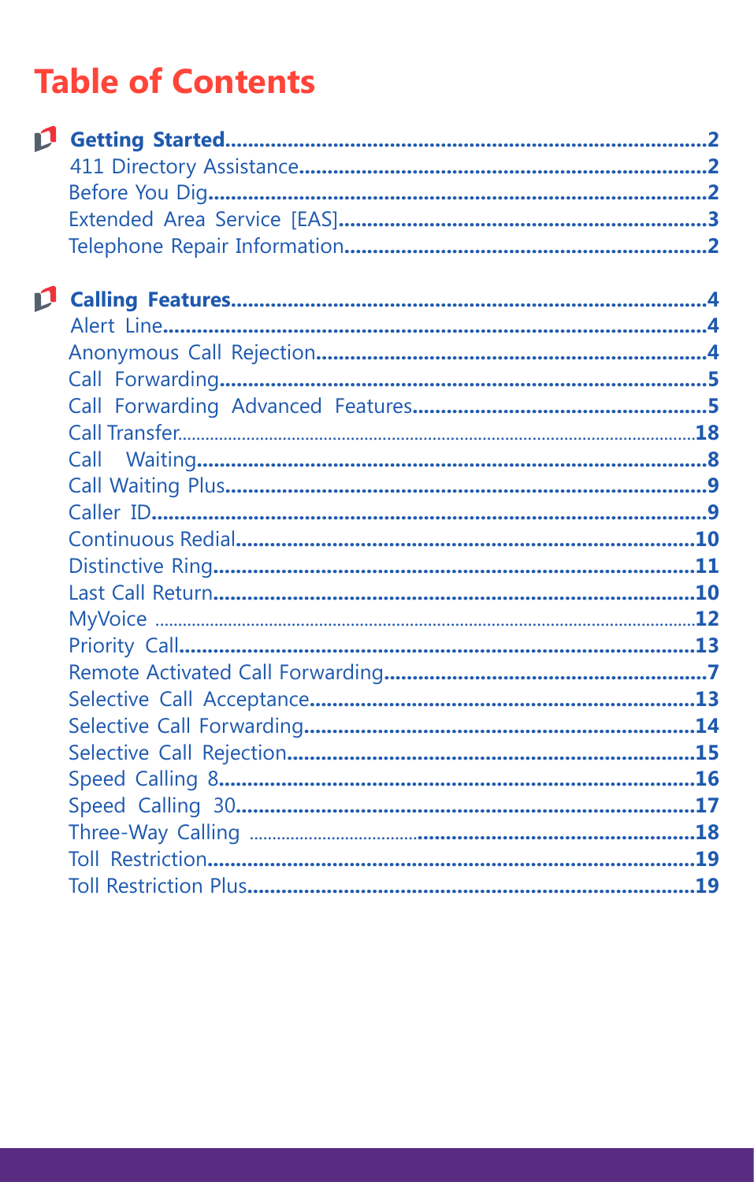# Table of Contents

**Getting Started** .......... 2
- 411 Directory Assistance .......... 2
- Before You Dig .......... 2
- Extended Area Service [EAS] .......... 3
- Telephone Repair Information .......... 2

**Calling Features** .......... 4
- Alert Line .......... 4
- Anonymous Call Rejection .......... 4
- Call Forwarding .......... 5
- Call Forwarding Advanced Features .......... 5
- Call Transfer .......... 18
- Call Waiting .......... 8
- Call Waiting Plus .......... 9
- Caller ID .......... 9
- Continuous Redial .......... 10
- Distinctive Ring .......... 11
- Last Call Return .......... 10
- MyVoice .......... 12
- Priority Call .......... 13
- Remote Activated Call Forwarding .......... 7
- Selective Call Acceptance .......... 13
- Selective Call Forwarding .......... 14
- Selective Call Rejection .......... 15
- Speed Calling 8 .......... 16
- Speed Calling 30 .......... 17
- Three-Way Calling .......... 18
- Toll Restriction .......... 19
- Toll Restriction Plus .......... 19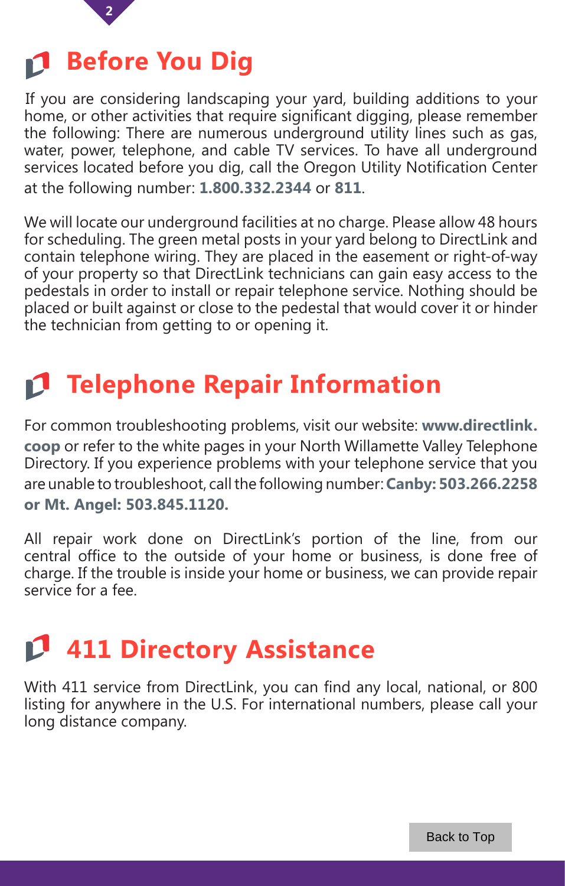# Before You Dig

If you are considering landscaping your yard, building additions to your home, or other activities that require significant digging, please remember the following: There are numerous underground utility lines such as gas, water, power, telephone, and cable TV services. To have all underground services located before you dig, call the Oregon Utility Notification Center at the following number: **1.800.332.2344** or **811**.

We will locate our underground facilities at no charge. Please allow 48 hours for scheduling. The green metal posts in your yard belong to DirectLink and contain telephone wiring. They are placed in the easement or right-of-way of your property so that DirectLink technicians can gain easy access to the pedestals in order to install or repair telephone service. Nothing should be placed or built against or close to the pedestal that would cover it or hinder the technician from getting to or opening it.

# Telephone Repair Information

For common troubleshooting problems, visit our website: **www.directlink.coop** or refer to the white pages in your North Willamette Valley Telephone Directory. If you experience problems with your telephone service that you are unable to troubleshoot, call the following number: **Canby: 503.266.2258 or Mt. Angel: 503.845.1120.**

All repair work done on DirectLink's portion of the line, from our central office to the outside of your home or business, is done free of charge. If the trouble is inside your home or business, we can provide repair service for a fee.

# 411 Directory Assistance

With 411 service from DirectLink, you can find any local, national, or 800 listing for anywhere in the U.S. For international numbers, please call your long distance company.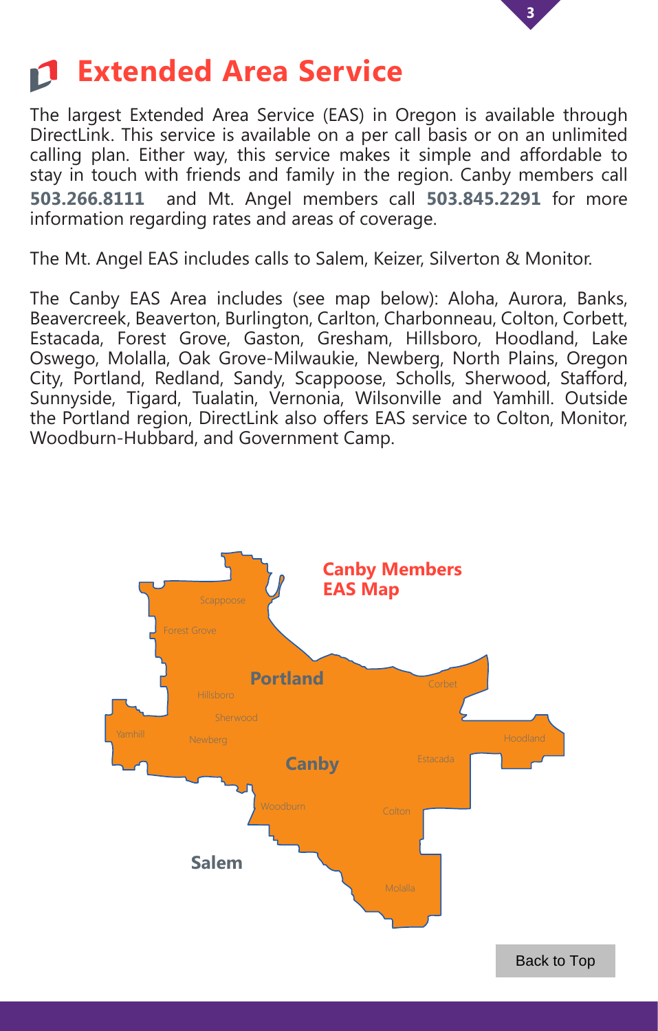# Extended Area Service

The largest Extended Area Service (EAS) in Oregon is available through DirectLink. This service is available on a per call basis or on an unlimited calling plan. Either way, this service makes it simple and affordable to stay in touch with friends and family in the region. Canby members call **503.266.8111** and Mt. Angel members call **503.845.2291** for more information regarding rates and areas of coverage.

The Mt. Angel EAS includes calls to Salem, Keizer, Silverton & Monitor.

The Canby EAS Area includes (see map below): Aloha, Aurora, Banks, Beavercreek, Beaverton, Burlington, Carlton, Charbonneau, Colton, Corbett, Estacada, Forest Grove, Gaston, Gresham, Hillsboro, Hoodland, Lake Oswego, Molalla, Oak Grove-Milwaukie, Newberg, North Plains, Oregon City, Portland, Redland, Sandy, Scappoose, Scholls, Sherwood, Stafford, Sunnyside, Tigard, Tualatin, Vernonia, Wilsonville and Yamhill. Outside the Portland region, DirectLink also offers EAS service to Colton, Monitor, Woodburn-Hubbard, and Government Camp.

**Canby Members EAS Map**

Scappoose, Forest Grove, Portland, Hillsboro, Sherwood, Corbet, Yamhill, Newberg, Hoodland, Canby, Estacada, Woodburn, Colton, Salem, Molalla

Back to Top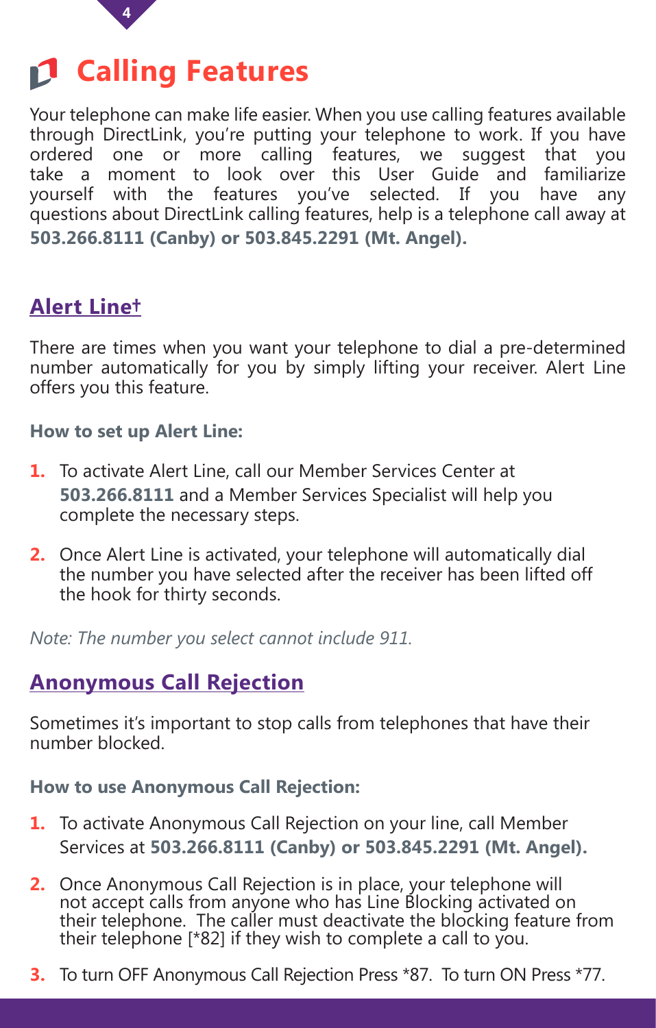# Calling Features

Your telephone can make life easier. When you use calling features available through DirectLink, you're putting your telephone to work. If you have ordered one or more calling features, we suggest that you take a moment to look over this User Guide and familiarize yourself with the features you've selected. If you have any questions about DirectLink calling features, help is a telephone call away at **503.266.8111 (Canby) or 503.845.2291 (Mt. Angel).**

## Alert Line†

There are times when you want your telephone to dial a pre-determined number automatically for you by simply lifting your receiver. Alert Line offers you this feature.

**How to set up Alert Line:**

1. To activate Alert Line, call our Member Services Center at **503.266.8111** and a Member Services Specialist will help you complete the necessary steps.
2. Once Alert Line is activated, your telephone will automatically dial the number you have selected after the receiver has been lifted off the hook for thirty seconds.

*Note: The number you select cannot include 911.*

## Anonymous Call Rejection

Sometimes it's important to stop calls from telephones that have their number blocked.

**How to use Anonymous Call Rejection:**

1. To activate Anonymous Call Rejection on your line, call Member Services at **503.266.8111 (Canby) or 503.845.2291 (Mt. Angel).**
2. Once Anonymous Call Rejection is in place, your telephone will not accept calls from anyone who has Line Blocking activated on their telephone. The caller must deactivate the blocking feature from their telephone [*82] if they wish to complete a call to you.
3. To turn OFF Anonymous Call Rejection Press *87. To turn ON Press *77.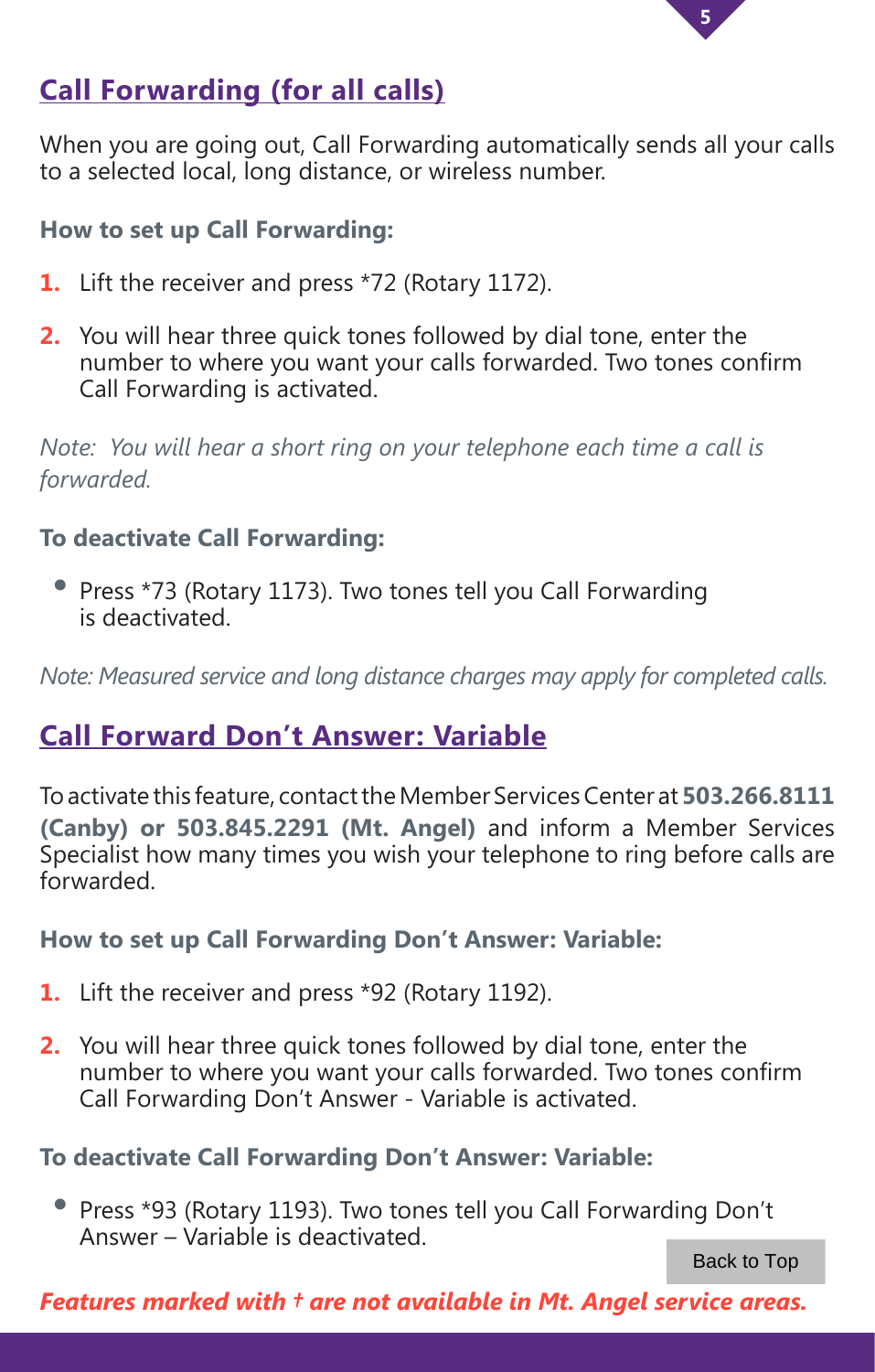## Call Forwarding (for all calls)

When you are going out, Call Forwarding automatically sends all your calls to a selected local, long distance, or wireless number.

### How to set up Call Forwarding:

1. Lift the receiver and press *72 (Rotary 1172).
2. You will hear three quick tones followed by dial tone, enter the number to where you want your calls forwarded. Two tones confirm Call Forwarding is activated.

*Note: You will hear a short ring on your telephone each time a call is forwarded.*

### To deactivate Call Forwarding:

- Press *73 (Rotary 1173). Two tones tell you Call Forwarding is deactivated.

*Note: Measured service and long distance charges may apply for completed calls.*

## Call Forward Don't Answer: Variable

To activate this feature, contact the Member Services Center at **503.266.8111 (Canby) or 503.845.2291 (Mt. Angel)** and inform a Member Services Specialist how many times you wish your telephone to ring before calls are forwarded.

### How to set up Call Forwarding Don't Answer: Variable:

1. Lift the receiver and press *92 (Rotary 1192).
2. You will hear three quick tones followed by dial tone, enter the number to where you want your calls forwarded. Two tones confirm Call Forwarding Don't Answer - Variable is activated.

### To deactivate Call Forwarding Don't Answer: Variable:

- Press *93 (Rotary 1193). Two tones tell you Call Forwarding Don't Answer – Variable is deactivated.

Back to Top

***Features marked with † are not available in Mt. Angel service areas.***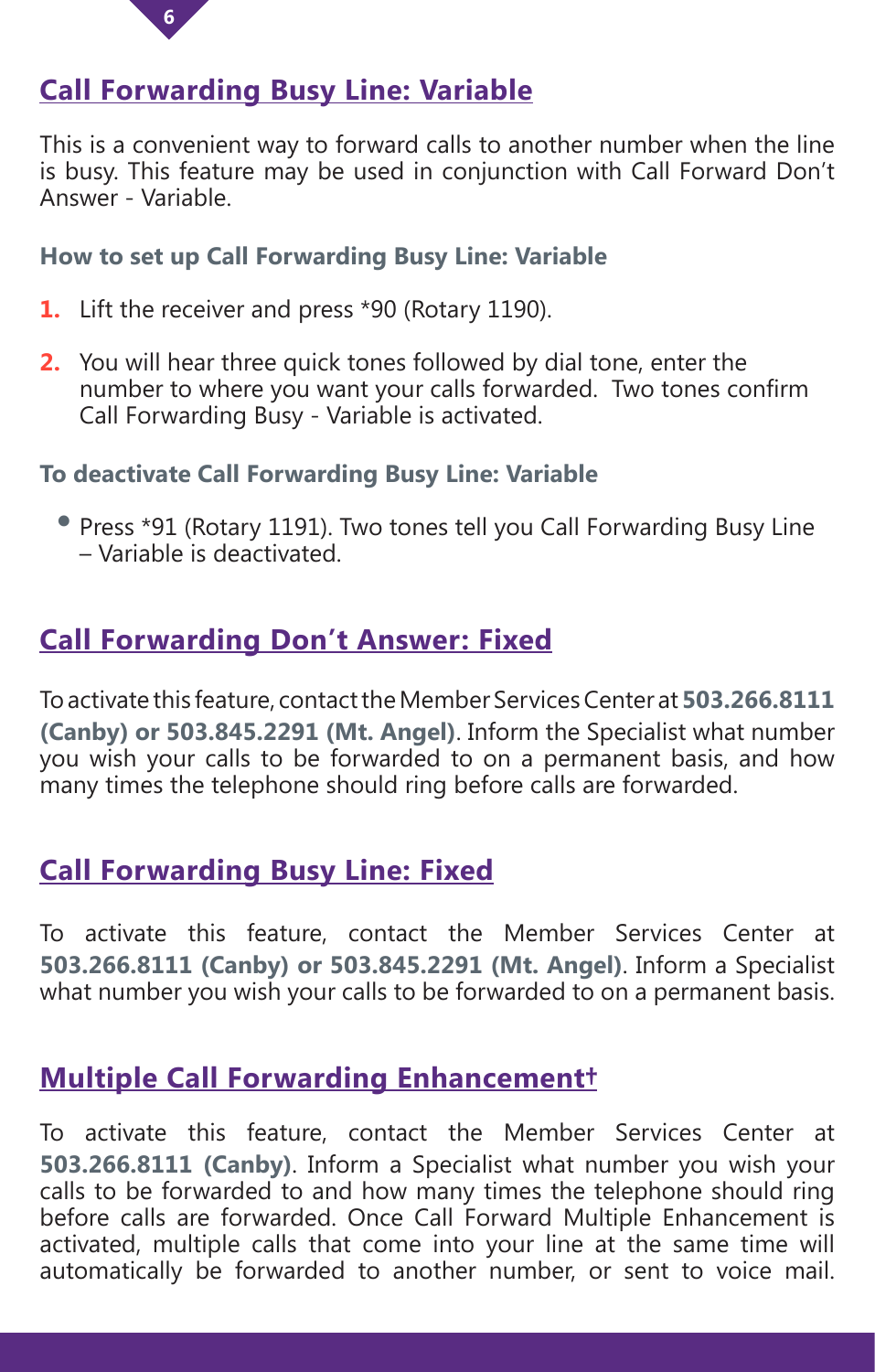## Call Forwarding Busy Line: Variable

This is a convenient way to forward calls to another number when the line is busy. This feature may be used in conjunction with Call Forward Don't Answer - Variable.

### How to set up Call Forwarding Busy Line: Variable

1. Lift the receiver and press *90 (Rotary 1190).
2. You will hear three quick tones followed by dial tone, enter the number to where you want your calls forwarded. Two tones confirm Call Forwarding Busy - Variable is activated.

### To deactivate Call Forwarding Busy Line: Variable

- Press *91 (Rotary 1191). Two tones tell you Call Forwarding Busy Line – Variable is deactivated.

## Call Forwarding Don't Answer: Fixed

To activate this feature, contact the Member Services Center at **503.266.8111 (Canby) or 503.845.2291 (Mt. Angel)**. Inform the Specialist what number you wish your calls to be forwarded to on a permanent basis, and how many times the telephone should ring before calls are forwarded.

## Call Forwarding Busy Line: Fixed

To activate this feature, contact the Member Services Center at **503.266.8111 (Canby) or 503.845.2291 (Mt. Angel)**. Inform a Specialist what number you wish your calls to be forwarded to on a permanent basis.

## Multiple Call Forwarding Enhancement†

To activate this feature, contact the Member Services Center at **503.266.8111 (Canby)**. Inform a Specialist what number you wish your calls to be forwarded to and how many times the telephone should ring before calls are forwarded. Once Call Forward Multiple Enhancement is activated, multiple calls that come into your line at the same time will automatically be forwarded to another number, or sent to voice mail.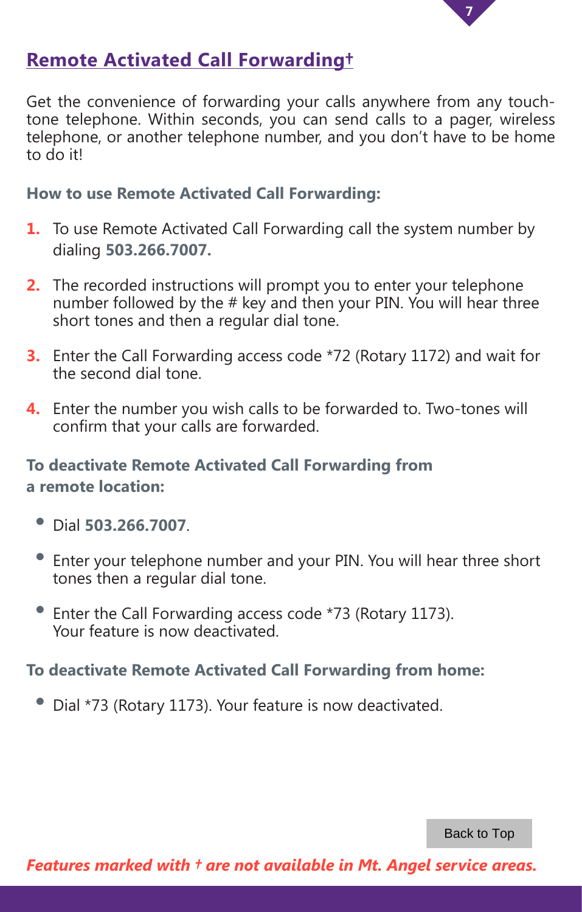## Remote Activated Call Forwarding†

Get the convenience of forwarding your calls anywhere from any touch-tone telephone. Within seconds, you can send calls to a pager, wireless telephone, or another telephone number, and you don't have to be home to do it!

### How to use Remote Activated Call Forwarding:

1. To use Remote Activated Call Forwarding call the system number by dialing **503.266.7007.**
2. The recorded instructions will prompt you to enter your telephone number followed by the # key and then your PIN. You will hear three short tones and then a regular dial tone.
3. Enter the Call Forwarding access code *72 (Rotary 1172) and wait for the second dial tone.
4. Enter the number you wish calls to be forwarded to. Two-tones will confirm that your calls are forwarded.

### To deactivate Remote Activated Call Forwarding from a remote location:

- Dial **503.266.7007**.
- Enter your telephone number and your PIN. You will hear three short tones then a regular dial tone.
- Enter the Call Forwarding access code *73 (Rotary 1173). Your feature is now deactivated.

### To deactivate Remote Activated Call Forwarding from home:

- Dial *73 (Rotary 1173). Your feature is now deactivated.

Back to Top

***Features marked with † are not available in Mt. Angel service areas.***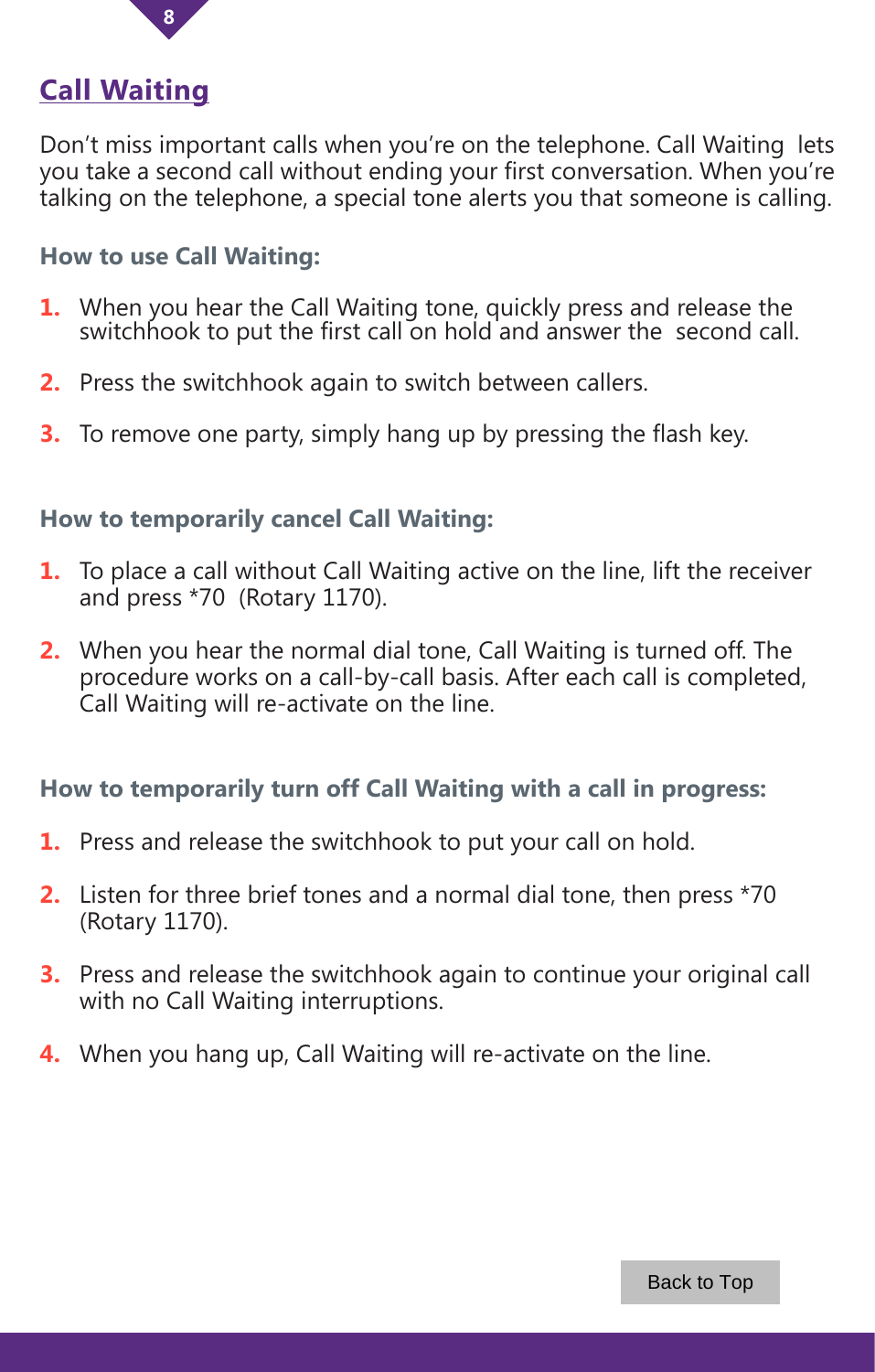## Call Waiting

Don't miss important calls when you're on the telephone. Call Waiting lets you take a second call without ending your first conversation. When you're talking on the telephone, a special tone alerts you that someone is calling.

### How to use Call Waiting:

1. When you hear the Call Waiting tone, quickly press and release the switchhook to put the first call on hold and answer the second call.
2. Press the switchhook again to switch between callers.
3. To remove one party, simply hang up by pressing the flash key.

### How to temporarily cancel Call Waiting:

1. To place a call without Call Waiting active on the line, lift the receiver and press *70 (Rotary 1170).
2. When you hear the normal dial tone, Call Waiting is turned off. The procedure works on a call-by-call basis. After each call is completed, Call Waiting will re-activate on the line.

### How to temporarily turn off Call Waiting with a call in progress:

1. Press and release the switchhook to put your call on hold.
2. Listen for three brief tones and a normal dial tone, then press *70 (Rotary 1170).
3. Press and release the switchhook again to continue your original call with no Call Waiting interruptions.
4. When you hang up, Call Waiting will re-activate on the line.

Back to Top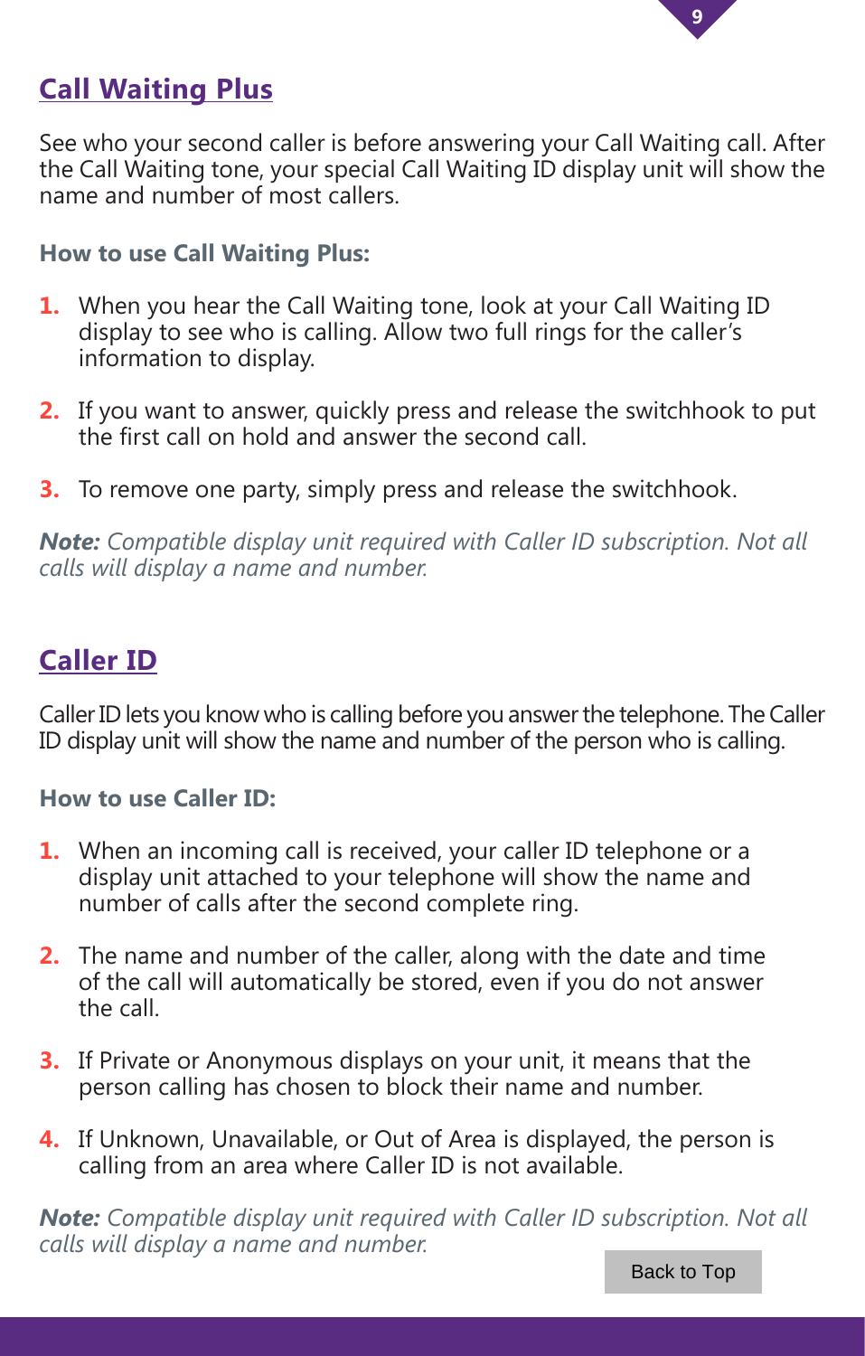## Call Waiting Plus

See who your second caller is before answering your Call Waiting call. After the Call Waiting tone, your special Call Waiting ID display unit will show the name and number of most callers.

**How to use Call Waiting Plus:**

1. When you hear the Call Waiting tone, look at your Call Waiting ID display to see who is calling. Allow two full rings for the caller's information to display.
2. If you want to answer, quickly press and release the switchhook to put the first call on hold and answer the second call.
3. To remove one party, simply press and release the switchhook.

***Note:*** *Compatible display unit required with Caller ID subscription. Not all calls will display a name and number.*

## Caller ID

Caller ID lets you know who is calling before you answer the telephone. The Caller ID display unit will show the name and number of the person who is calling.

**How to use Caller ID:**

1. When an incoming call is received, your caller ID telephone or a display unit attached to your telephone will show the name and number of calls after the second complete ring.
2. The name and number of the caller, along with the date and time of the call will automatically be stored, even if you do not answer the call.
3. If Private or Anonymous displays on your unit, it means that the person calling has chosen to block their name and number.
4. If Unknown, Unavailable, or Out of Area is displayed, the person is calling from an area where Caller ID is not available.

***Note:*** *Compatible display unit required with Caller ID subscription. Not all calls will display a name and number.*

Back to Top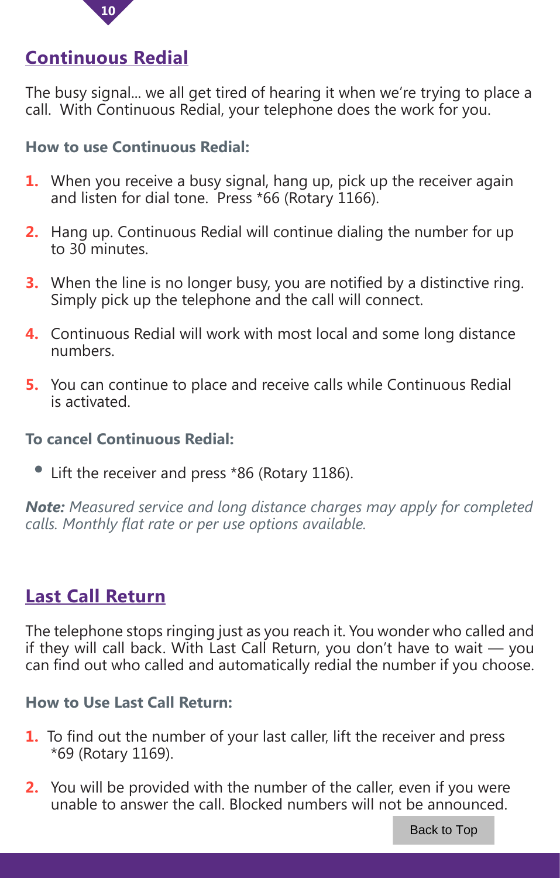## Continuous Redial

The busy signal... we all get tired of hearing it when we're trying to place a call. With Continuous Redial, your telephone does the work for you.

### How to use Continuous Redial:

1. When you receive a busy signal, hang up, pick up the receiver again and listen for dial tone. Press *66 (Rotary 1166).
2. Hang up. Continuous Redial will continue dialing the number for up to 30 minutes.
3. When the line is no longer busy, you are notified by a distinctive ring. Simply pick up the telephone and the call will connect.
4. Continuous Redial will work with most local and some long distance numbers.
5. You can continue to place and receive calls while Continuous Redial is activated.

### To cancel Continuous Redial:

- Lift the receiver and press *86 (Rotary 1186).

***Note:*** *Measured service and long distance charges may apply for completed calls. Monthly flat rate or per use options available.*

## Last Call Return

The telephone stops ringing just as you reach it. You wonder who called and if they will call back. With Last Call Return, you don't have to wait — you can find out who called and automatically redial the number if you choose.

### How to Use Last Call Return:

1. To find out the number of your last caller, lift the receiver and press *69 (Rotary 1169).
2. You will be provided with the number of the caller, even if you were unable to answer the call. Blocked numbers will not be announced.

Back to Top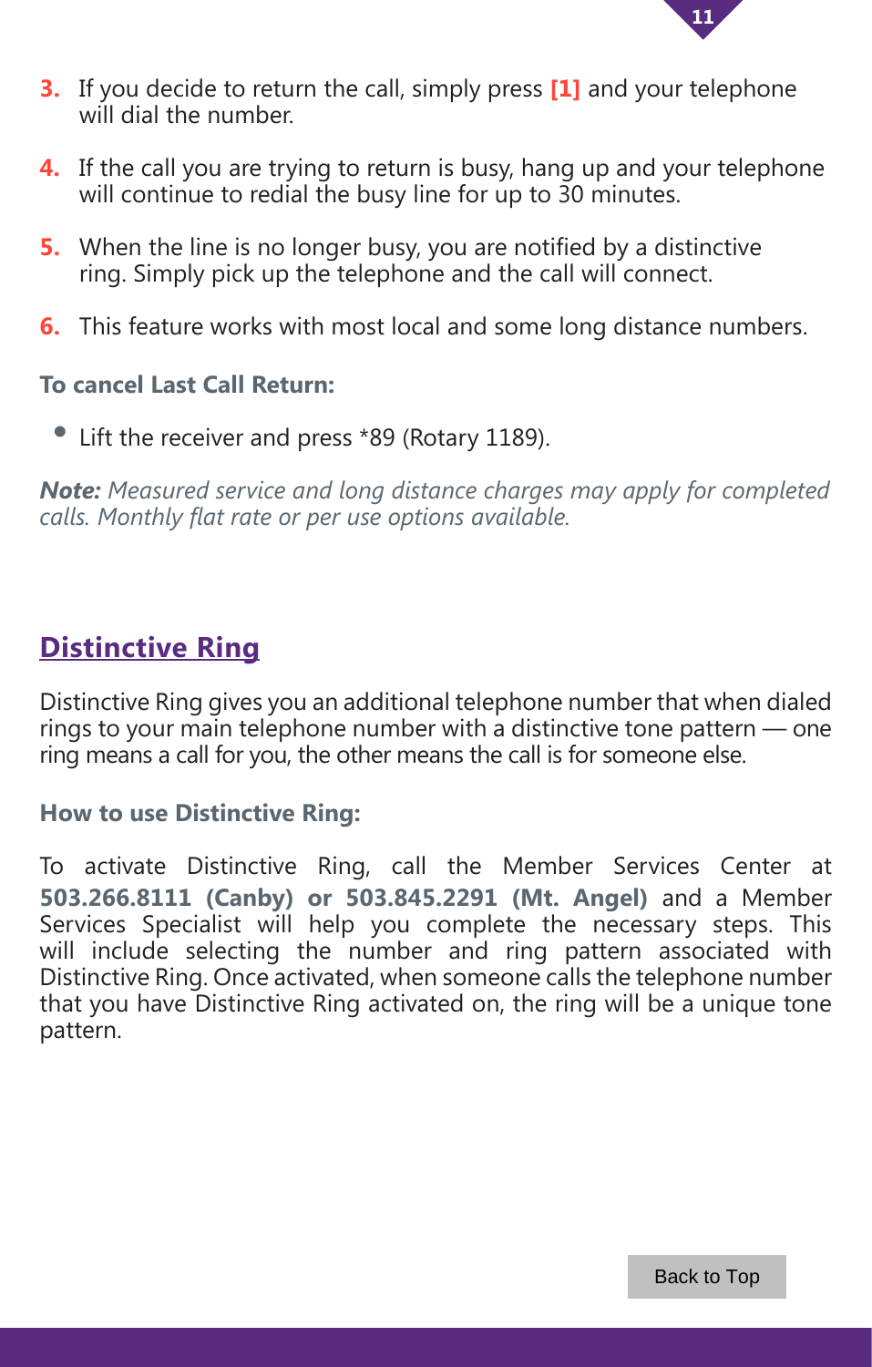3. If you decide to return the call, simply press **[1]** and your telephone will dial the number.

4. If the call you are trying to return is busy, hang up and your telephone will continue to redial the busy line for up to 30 minutes.

5. When the line is no longer busy, you are notified by a distinctive ring. Simply pick up the telephone and the call will connect.

6. This feature works with most local and some long distance numbers.

**To cancel Last Call Return:**

- Lift the receiver and press *89 (Rotary 1189).

***Note:*** *Measured service and long distance charges may apply for completed calls. Monthly flat rate or per use options available.*

## Distinctive Ring

Distinctive Ring gives you an additional telephone number that when dialed rings to your main telephone number with a distinctive tone pattern — one ring means a call for you, the other means the call is for someone else.

**How to use Distinctive Ring:**

To activate Distinctive Ring, call the Member Services Center at **503.266.8111 (Canby) or 503.845.2291 (Mt. Angel)** and a Member Services Specialist will help you complete the necessary steps. This will include selecting the number and ring pattern associated with Distinctive Ring. Once activated, when someone calls the telephone number that you have Distinctive Ring activated on, the ring will be a unique tone pattern.

Back to Top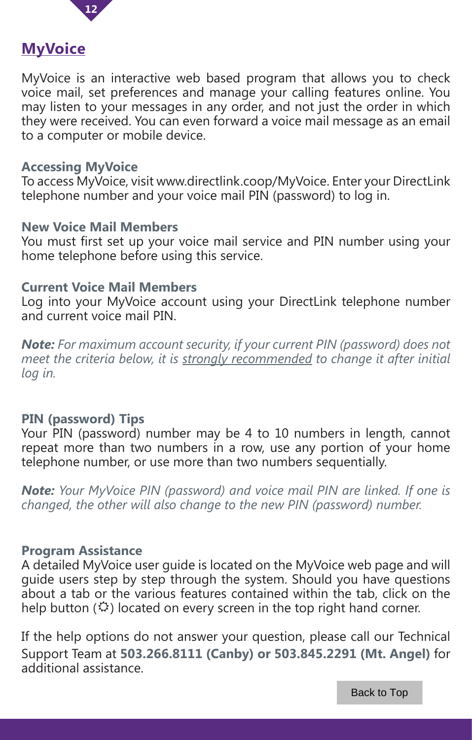# MyVoice

MyVoice is an interactive web based program that allows you to check voice mail, set preferences and manage your calling features online. You may listen to your messages in any order, and not just the order in which they were received. You can even forward a voice mail message as an email to a computer or mobile device.

### Accessing MyVoice

To access MyVoice, visit www.directlink.coop/MyVoice. Enter your DirectLink telephone number and your voice mail PIN (password) to log in.

### New Voice Mail Members

You must first set up your voice mail service and PIN number using your home telephone before using this service.

### Current Voice Mail Members

Log into your MyVoice account using your DirectLink telephone number and current voice mail PIN.

***Note:*** *For maximum account security, if your current PIN (password) does not meet the criteria below, it is <u>strongly recommended</u> to change it after initial log in.*

### PIN (password) Tips

Your PIN (password) number may be 4 to 10 numbers in length, cannot repeat more than two numbers in a row, use any portion of your home telephone number, or use more than two numbers sequentially.

***Note:*** *Your MyVoice PIN (password) and voice mail PIN are linked. If one is changed, the other will also change to the new PIN (password) number.*

### Program Assistance

A detailed MyVoice user guide is located on the MyVoice web page and will guide users step by step through the system. Should you have questions about a tab or the various features contained within the tab, click on the help button (☼) located on every screen in the top right hand corner.

If the help options do not answer your question, please call our Technical Support Team at **503.266.8111 (Canby) or 503.845.2291 (Mt. Angel)** for additional assistance.

Back to Top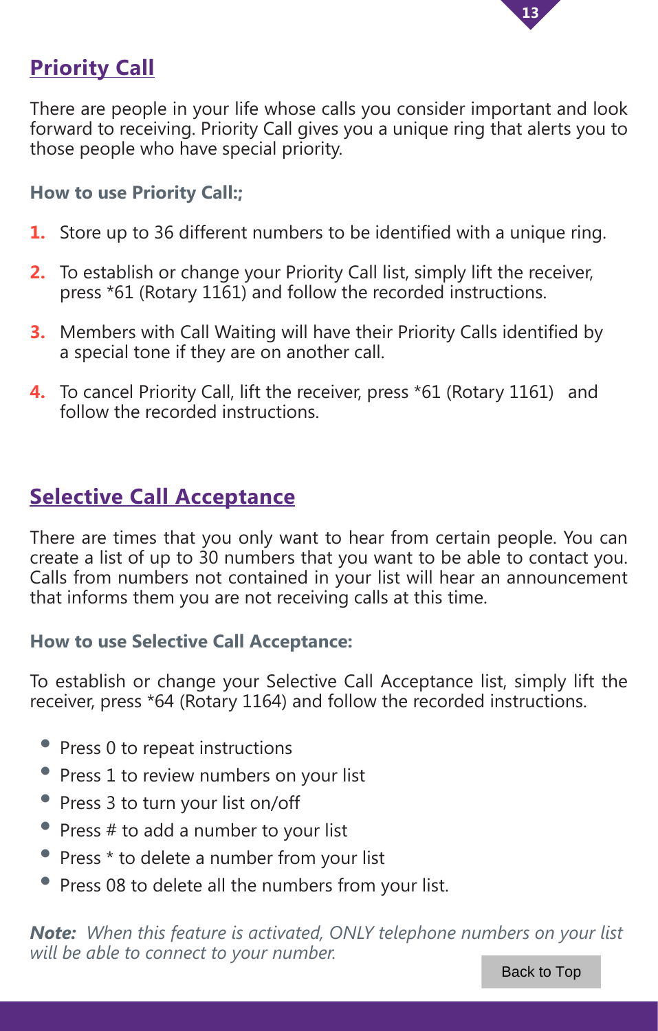## Priority Call

There are people in your life whose calls you consider important and look forward to receiving. Priority Call gives you a unique ring that alerts you to those people who have special priority.

### How to use Priority Call:;

1. Store up to 36 different numbers to be identified with a unique ring.
2. To establish or change your Priority Call list, simply lift the receiver, press *61 (Rotary 1161) and follow the recorded instructions.
3. Members with Call Waiting will have their Priority Calls identified by a special tone if they are on another call.
4. To cancel Priority Call, lift the receiver, press *61 (Rotary 1161) and follow the recorded instructions.

## Selective Call Acceptance

There are times that you only want to hear from certain people. You can create a list of up to 30 numbers that you want to be able to contact you. Calls from numbers not contained in your list will hear an announcement that informs them you are not receiving calls at this time.

### How to use Selective Call Acceptance:

To establish or change your Selective Call Acceptance list, simply lift the receiver, press *64 (Rotary 1164) and follow the recorded instructions.

- Press 0 to repeat instructions
- Press 1 to review numbers on your list
- Press 3 to turn your list on/off
- Press # to add a number to your list
- Press * to delete a number from your list
- Press 08 to delete all the numbers from your list.

***Note:*** *When this feature is activated, ONLY telephone numbers on your list will be able to connect to your number.*

Back to Top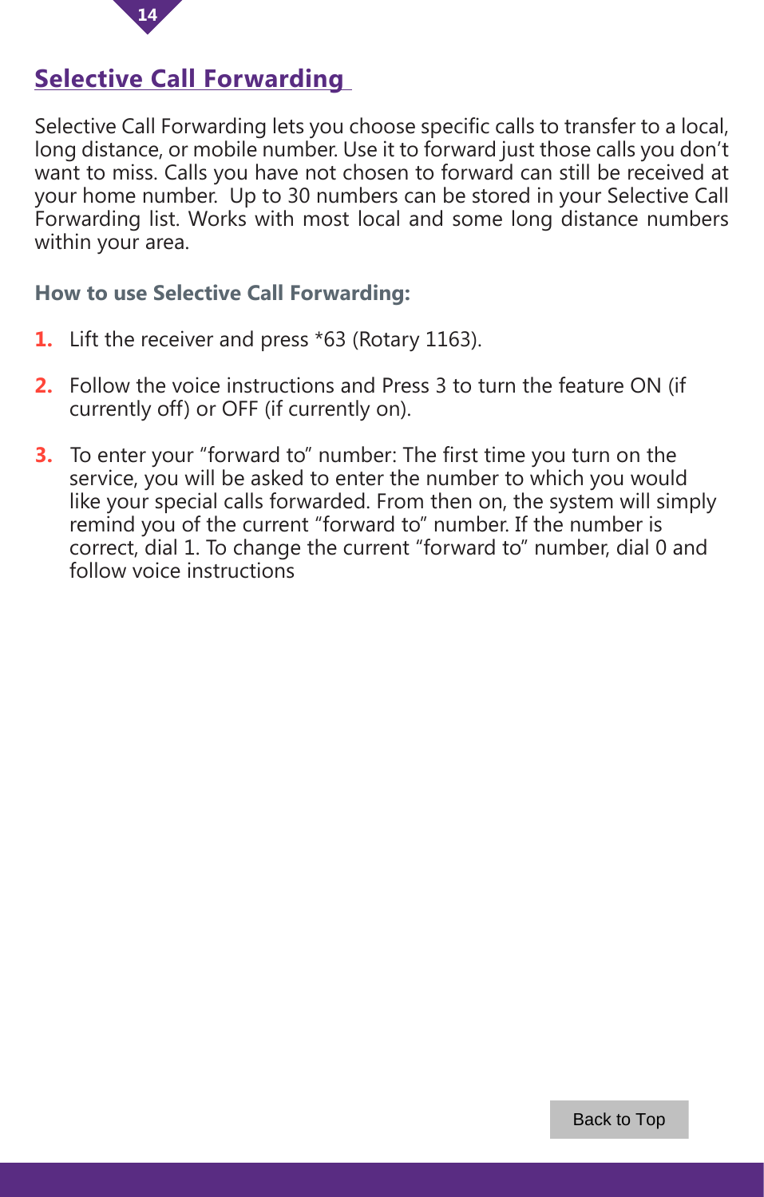## Selective Call Forwarding

Selective Call Forwarding lets you choose specific calls to transfer to a local, long distance, or mobile number. Use it to forward just those calls you don't want to miss. Calls you have not chosen to forward can still be received at your home number. Up to 30 numbers can be stored in your Selective Call Forwarding list. Works with most local and some long distance numbers within your area.

### How to use Selective Call Forwarding:

1. Lift the receiver and press *63 (Rotary 1163).
2. Follow the voice instructions and Press 3 to turn the feature ON (if currently off) or OFF (if currently on).
3. To enter your "forward to" number: The first time you turn on the service, you will be asked to enter the number to which you would like your special calls forwarded. From then on, the system will simply remind you of the current "forward to" number. If the number is correct, dial 1. To change the current "forward to" number, dial 0 and follow voice instructions

Back to Top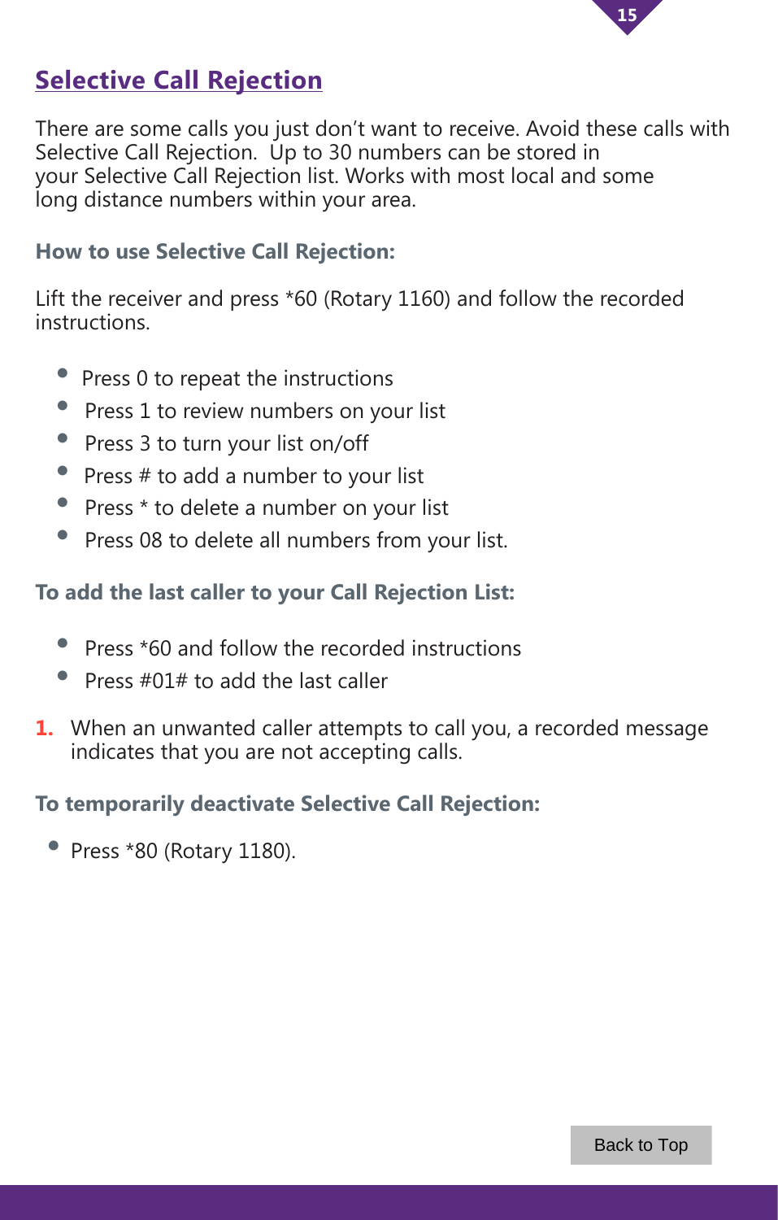## Selective Call Rejection

There are some calls you just don't want to receive. Avoid these calls with Selective Call Rejection. Up to 30 numbers can be stored in your Selective Call Rejection list. Works with most local and some long distance numbers within your area.

### How to use Selective Call Rejection:

Lift the receiver and press *60 (Rotary 1160) and follow the recorded instructions.

- Press 0 to repeat the instructions
- Press 1 to review numbers on your list
- Press 3 to turn your list on/off
- Press # to add a number to your list
- Press * to delete a number on your list
- Press 08 to delete all numbers from your list.

### To add the last caller to your Call Rejection List:

- Press *60 and follow the recorded instructions
- Press #01# to add the last caller

1. When an unwanted caller attempts to call you, a recorded message indicates that you are not accepting calls.

### To temporarily deactivate Selective Call Rejection:

- Press *80 (Rotary 1180).

Back to Top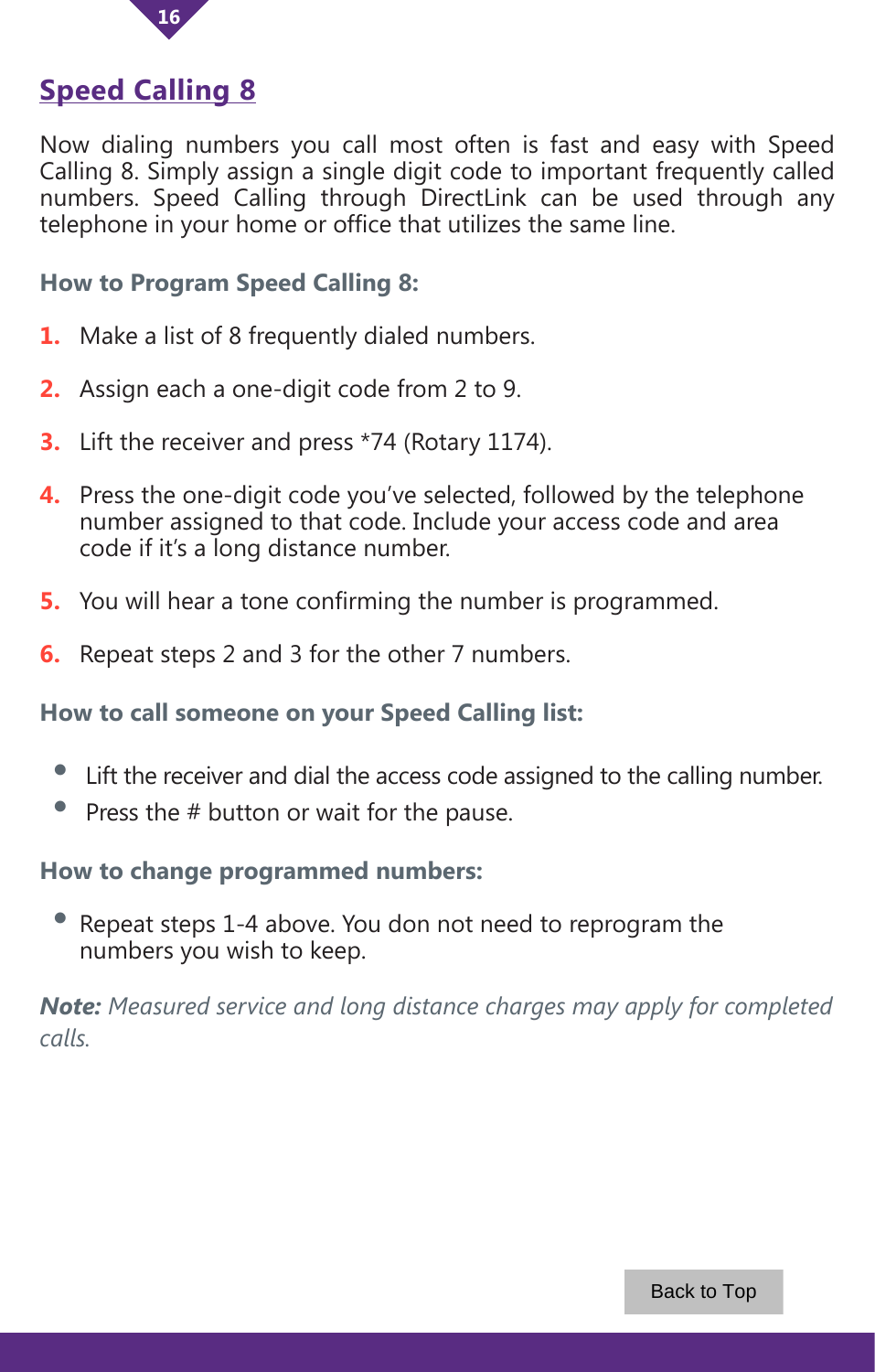## Speed Calling 8

Now dialing numbers you call most often is fast and easy with Speed Calling 8. Simply assign a single digit code to important frequently called numbers. Speed Calling through DirectLink can be used through any telephone in your home or office that utilizes the same line.

### How to Program Speed Calling 8:

1. Make a list of 8 frequently dialed numbers.
2. Assign each a one-digit code from 2 to 9.
3. Lift the receiver and press *74 (Rotary 1174).
4. Press the one-digit code you've selected, followed by the telephone number assigned to that code. Include your access code and area code if it's a long distance number.
5. You will hear a tone confirming the number is programmed.
6. Repeat steps 2 and 3 for the other 7 numbers.

### How to call someone on your Speed Calling list:

- Lift the receiver and dial the access code assigned to the calling number.
- Press the # button or wait for the pause.

### How to change programmed numbers:

- Repeat steps 1-4 above. You don not need to reprogram the numbers you wish to keep.

***Note:*** *Measured service and long distance charges may apply for completed calls.*

Back to Top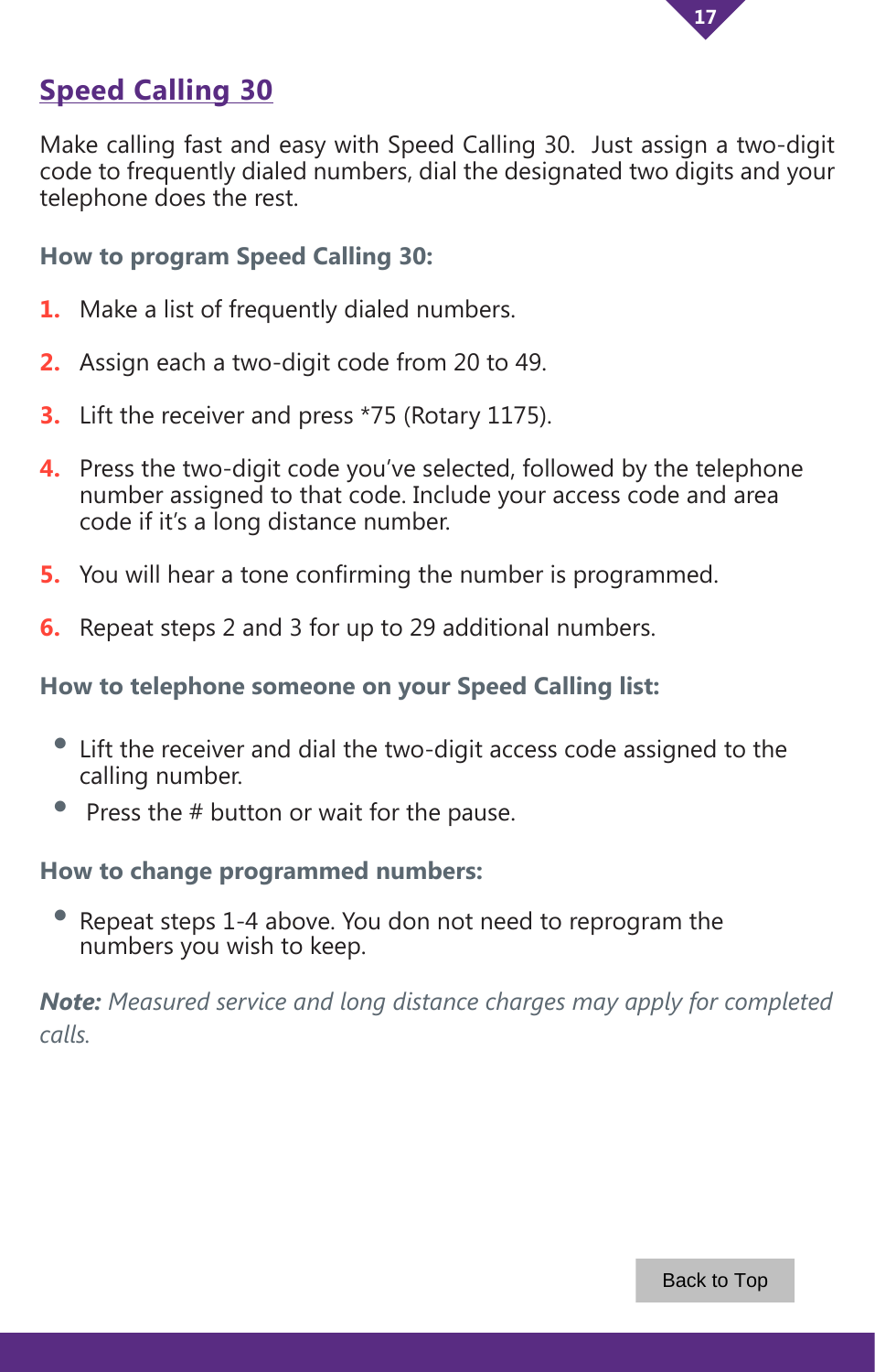## Speed Calling 30

Make calling fast and easy with Speed Calling 30. Just assign a two-digit code to frequently dialed numbers, dial the designated two digits and your telephone does the rest.

### How to program Speed Calling 30:

1. Make a list of frequently dialed numbers.
2. Assign each a two-digit code from 20 to 49.
3. Lift the receiver and press *75 (Rotary 1175).
4. Press the two-digit code you've selected, followed by the telephone number assigned to that code. Include your access code and area code if it's a long distance number.
5. You will hear a tone confirming the number is programmed.
6. Repeat steps 2 and 3 for up to 29 additional numbers.

### How to telephone someone on your Speed Calling list:

- Lift the receiver and dial the two-digit access code assigned to the calling number.
- Press the # button or wait for the pause.

### How to change programmed numbers:

- Repeat steps 1-4 above. You don not need to reprogram the numbers you wish to keep.

***Note:*** *Measured service and long distance charges may apply for completed calls.*

Back to Top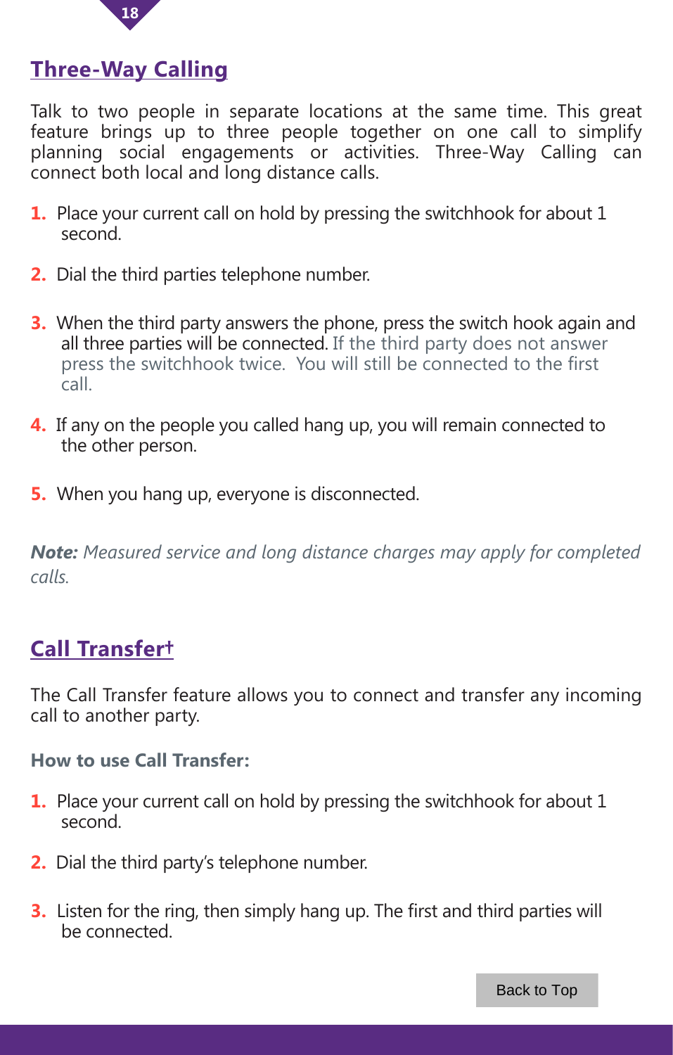## Three-Way Calling

Talk to two people in separate locations at the same time. This great feature brings up to three people together on one call to simplify planning social engagements or activities. Three-Way Calling can connect both local and long distance calls.

1. Place your current call on hold by pressing the switchhook for about 1 second.
2. Dial the third parties telephone number.
3. When the third party answers the phone, press the switch hook again and all three parties will be connected. If the third party does not answer press the switchhook twice. You will still be connected to the first call.
4. If any on the people you called hang up, you will remain connected to the other person.
5. When you hang up, everyone is disconnected.

***Note:*** *Measured service and long distance charges may apply for completed calls.*

## Call Transfer†

The Call Transfer feature allows you to connect and transfer any incoming call to another party.

**How to use Call Transfer:**

1. Place your current call on hold by pressing the switchhook for about 1 second.
2. Dial the third party's telephone number.
3. Listen for the ring, then simply hang up. The first and third parties will be connected.

Back to Top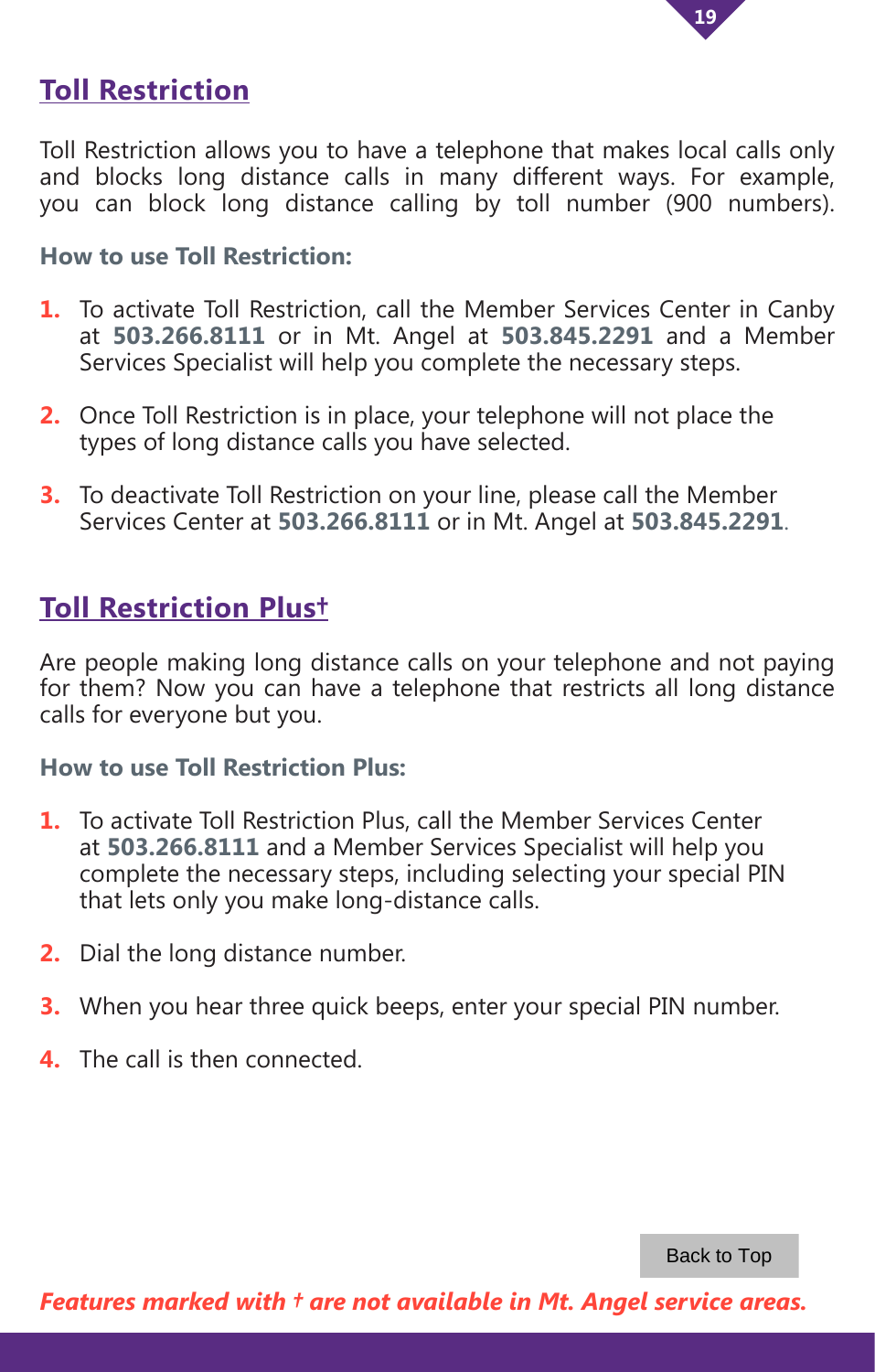## Toll Restriction

Toll Restriction allows you to have a telephone that makes local calls only and blocks long distance calls in many different ways. For example, you can block long distance calling by toll number (900 numbers).

**How to use Toll Restriction:**

1. To activate Toll Restriction, call the Member Services Center in Canby at **503.266.8111** or in Mt. Angel at **503.845.2291** and a Member Services Specialist will help you complete the necessary steps.
2. Once Toll Restriction is in place, your telephone will not place the types of long distance calls you have selected.
3. To deactivate Toll Restriction on your line, please call the Member Services Center at **503.266.8111** or in Mt. Angel at **503.845.2291**.

## Toll Restriction Plus†

Are people making long distance calls on your telephone and not paying for them? Now you can have a telephone that restricts all long distance calls for everyone but you.

**How to use Toll Restriction Plus:**

1. To activate Toll Restriction Plus, call the Member Services Center at **503.266.8111** and a Member Services Specialist will help you complete the necessary steps, including selecting your special PIN that lets only you make long-distance calls.
2. Dial the long distance number.
3. When you hear three quick beeps, enter your special PIN number.
4. The call is then connected.

Back to Top

***Features marked with † are not available in Mt. Angel service areas.***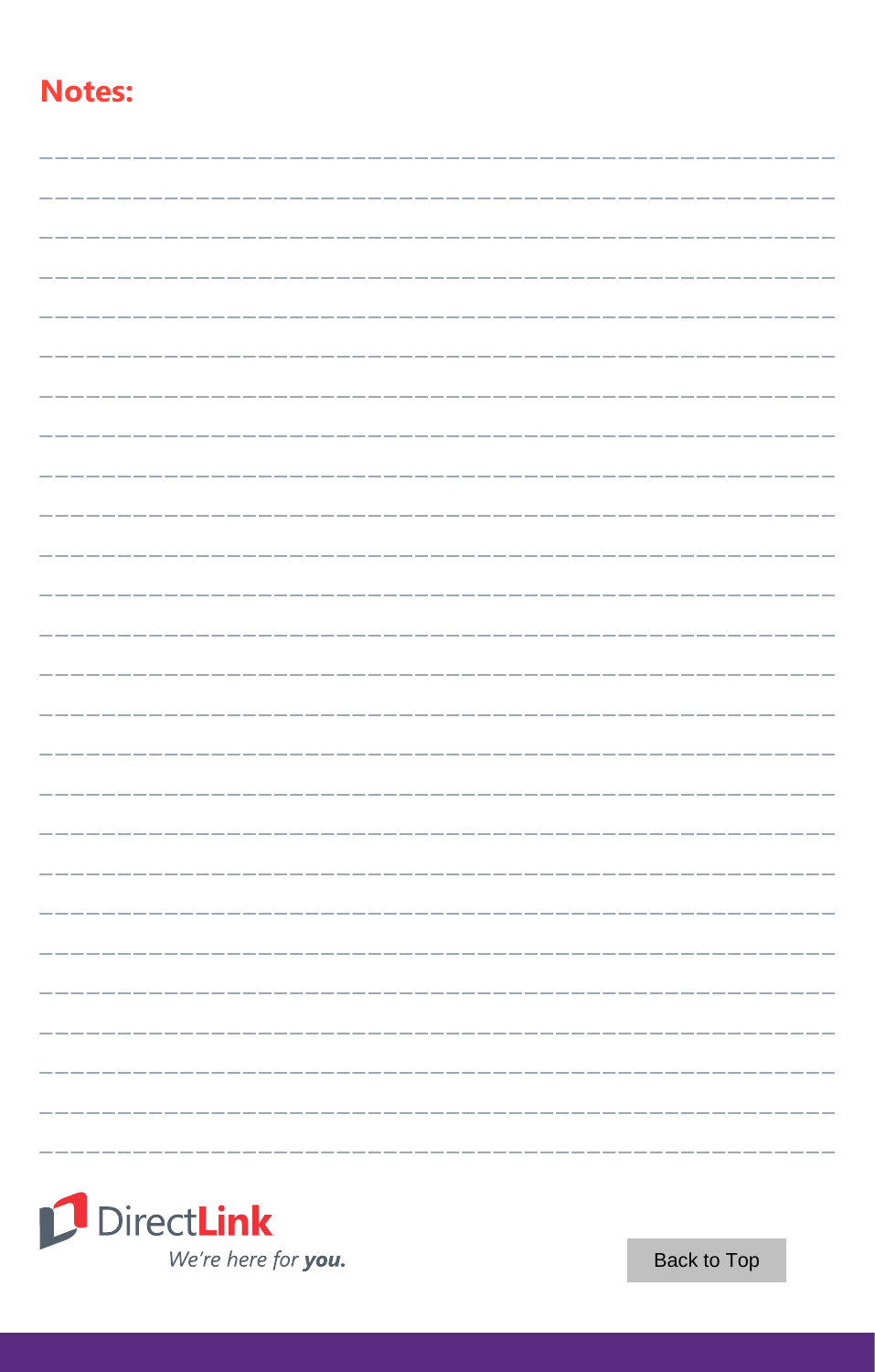## Notes:

DirectLink

*We're here for **you.***

Back to Top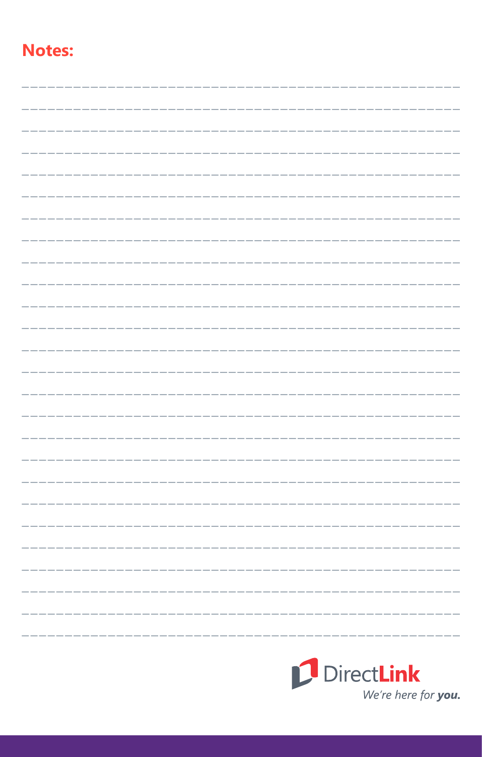**Notes:**

DirectLink

*We're here for* ***you.***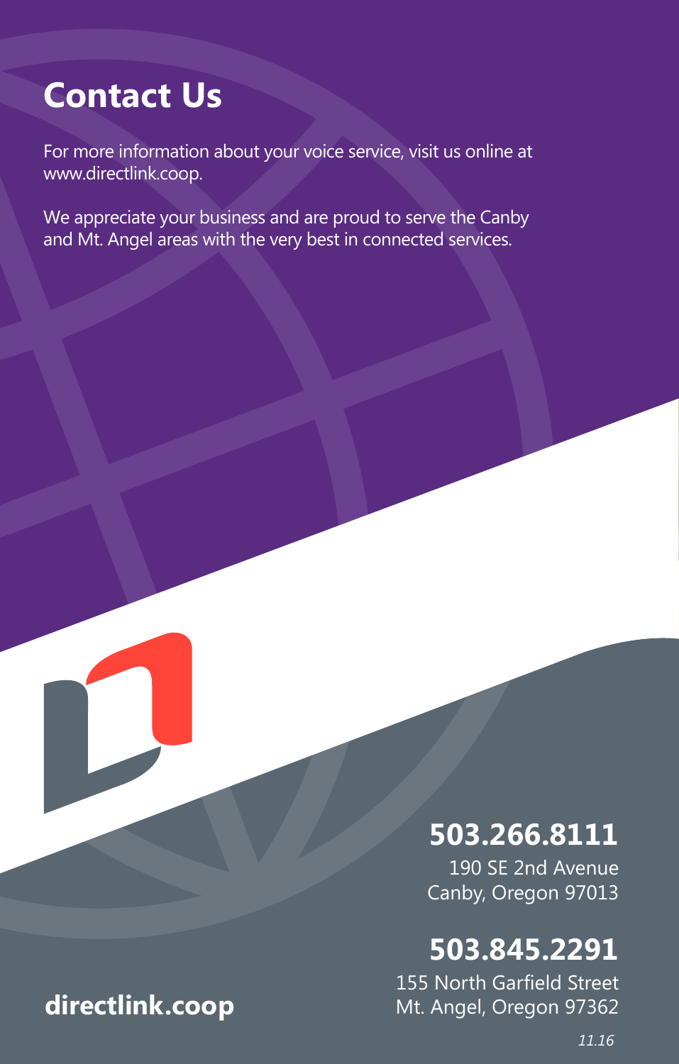# Contact Us

For more information about your voice service, visit us online at www.directlink.coop.

We appreciate your business and are proud to serve the Canby and Mt. Angel areas with the very best in connected services.

**503.266.8111**
190 SE 2nd Avenue
Canby, Oregon 97013

**503.845.2291**
155 North Garfield Street
Mt. Angel, Oregon 97362

**directlink.coop**

*11.16*